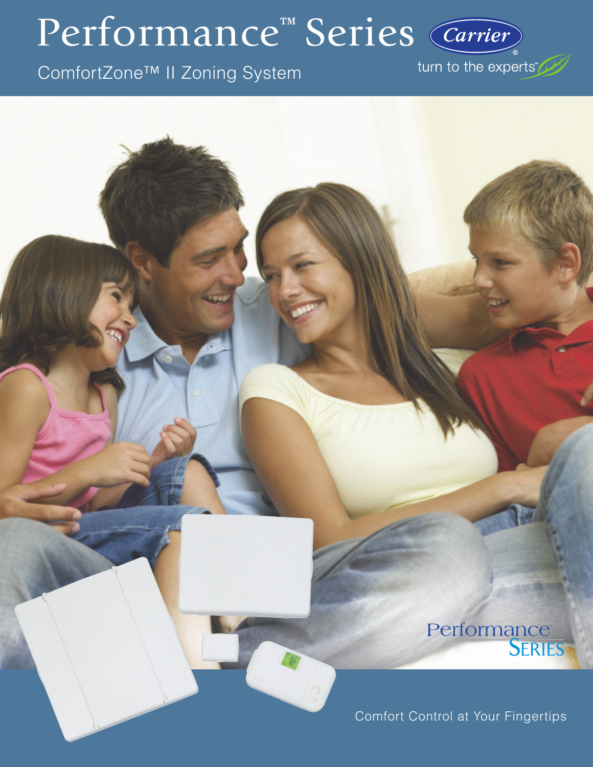# Performance™ Series

Carrier®

turn to the experts™

ComfortZone™ II Zoning System

Performance™ Series

Comfort Control at Your Fingertips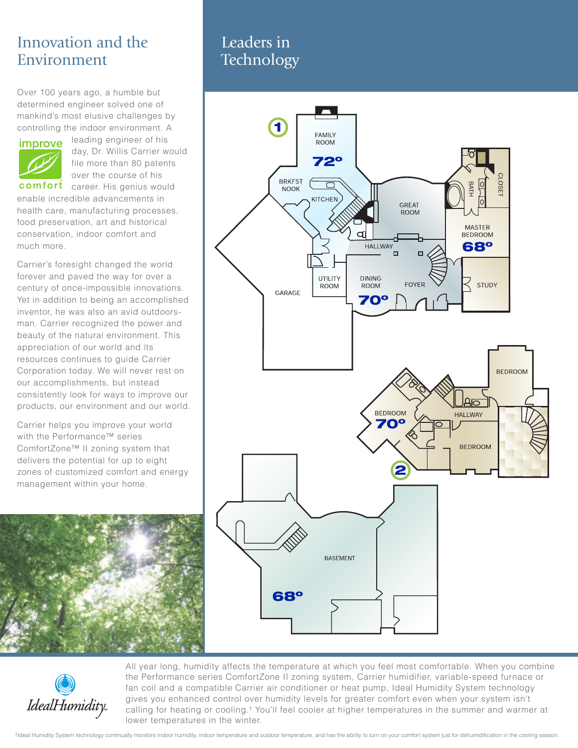# Innovation and the Environment

Over 100 years ago, a humble but determined engineer solved one of mankind's most elusive challenges by controlling the indoor environment. A leading engineer of his day, Dr. Willis Carrier would file more than 80 patents over the course of his career. His genius would enable incredible advancements in health care, manufacturing processes, food preservation, art and historical conservation, indoor comfort and much more.

improve comfort

Carrier's foresight changed the world forever and paved the way for over a century of once-impossible innovations. Yet in addition to being an accomplished inventor, he was also an avid outdoorsman. Carrier recognized the power and beauty of the natural environment. This appreciation of our world and its resources continues to guide Carrier Corporation today. We will never rest on our accomplishments, but instead consistently look for ways to improve our products, our environment and our world.

Carrier helps you improve your world with the Performance™ series ComfortZone™ II zoning system that delivers the potential for up to eight zones of customized comfort and energy management within your home.

# Leaders in Technology

1

FAMILY ROOM 72°

BRKFST NOOK

KITCHEN

GREAT ROOM

BATH

CLOSET

MASTER BEDROOM 68°

HALLWAY

GARAGE

UTILITY ROOM

DINING ROOM 70°

FOYER

STUDY

BEDROOM

BEDROOM 70°

HALLWAY

BEDROOM

2

BASEMENT 68°

IdealHumidity

All year long, humidity affects the temperature at which you feel most comfortable. When you combine the Performance series ComfortZone II zoning system, Carrier humidifier, variable-speed furnace or fan coil and a compatible Carrier air conditioner or heat pump, Ideal Humidity System technology gives you enhanced control over humidity levels for greater comfort even when your system isn't calling for heating or cooling.† You'll feel cooler at higher temperatures in the summer and warmer at lower temperatures in the winter.

†Ideal Humidity System technology continually monitors indoor humidity, indoor temperature and outdoor temperature, and has the ability to turn on your comfort system just for dehumidification in the cooling season.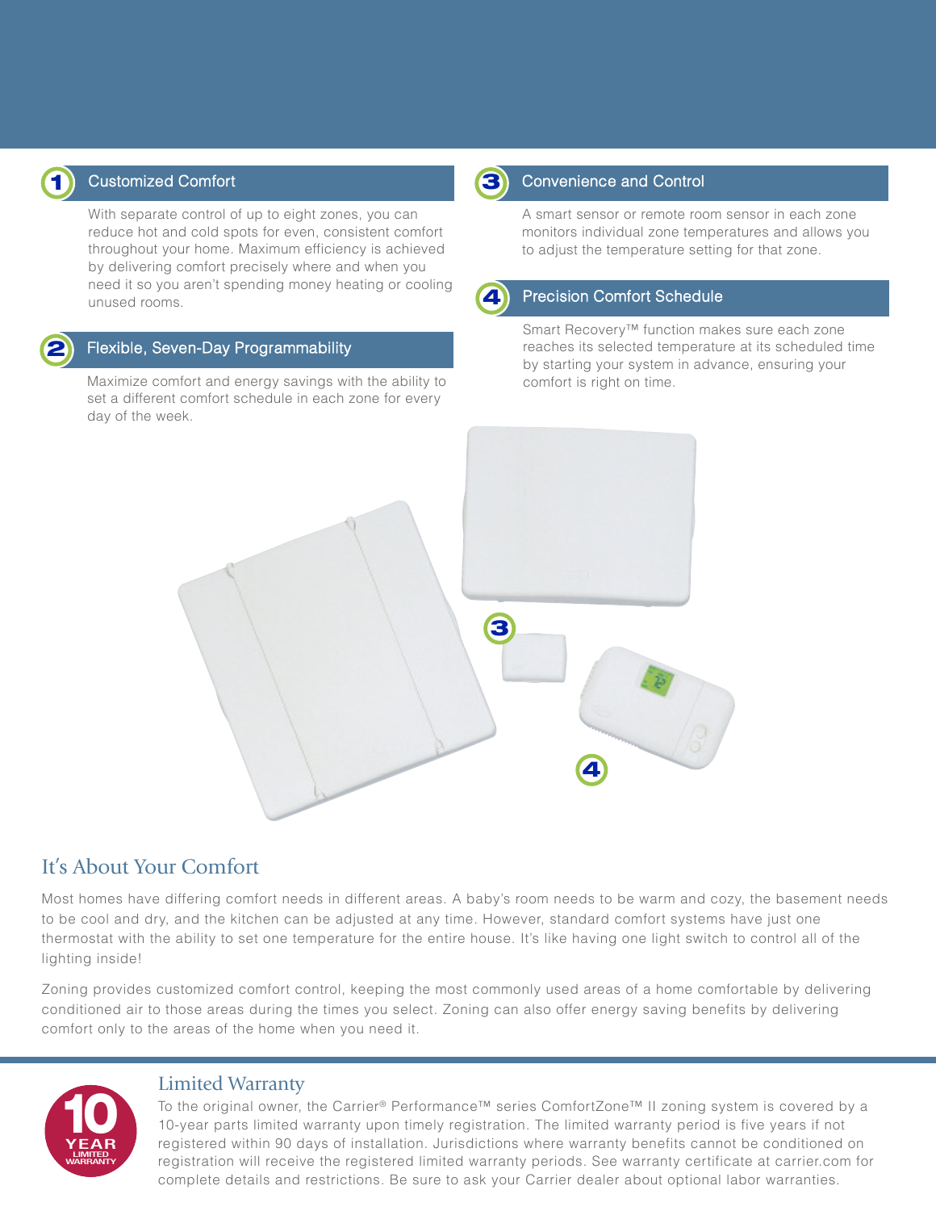## 1 Customized Comfort

With separate control of up to eight zones, you can reduce hot and cold spots for even, consistent comfort throughout your home. Maximum efficiency is achieved by delivering comfort precisely where and when you need it so you aren't spending money heating or cooling unused rooms.

## 2 Flexible, Seven-Day Programmability

Maximize comfort and energy savings with the ability to set a different comfort schedule in each zone for every day of the week.

## 3 Convenience and Control

A smart sensor or remote room sensor in each zone monitors individual zone temperatures and allows you to adjust the temperature setting for that zone.

## 4 Precision Comfort Schedule

Smart Recovery™ function makes sure each zone reaches its selected temperature at its scheduled time by starting your system in advance, ensuring your comfort is right on time.

## It's About Your Comfort

Most homes have differing comfort needs in different areas. A baby's room needs to be warm and cozy, the basement needs to be cool and dry, and the kitchen can be adjusted at any time. However, standard comfort systems have just one thermostat with the ability to set one temperature for the entire house. It's like having one light switch to control all of the lighting inside!

Zoning provides customized comfort control, keeping the most commonly used areas of a home comfortable by delivering conditioned air to those areas during the times you select. Zoning can also offer energy saving benefits by delivering comfort only to the areas of the home when you need it.

10 YEAR LIMITED WARRANTY

## Limited Warranty

To the original owner, the Carrier® Performance™ series ComfortZone™ II zoning system is covered by a 10-year parts limited warranty upon timely registration. The limited warranty period is five years if not registered within 90 days of installation. Jurisdictions where warranty benefits cannot be conditioned on registration will receive the registered limited warranty periods. See warranty certificate at carrier.com for complete details and restrictions. Be sure to ask your Carrier dealer about optional labor warranties.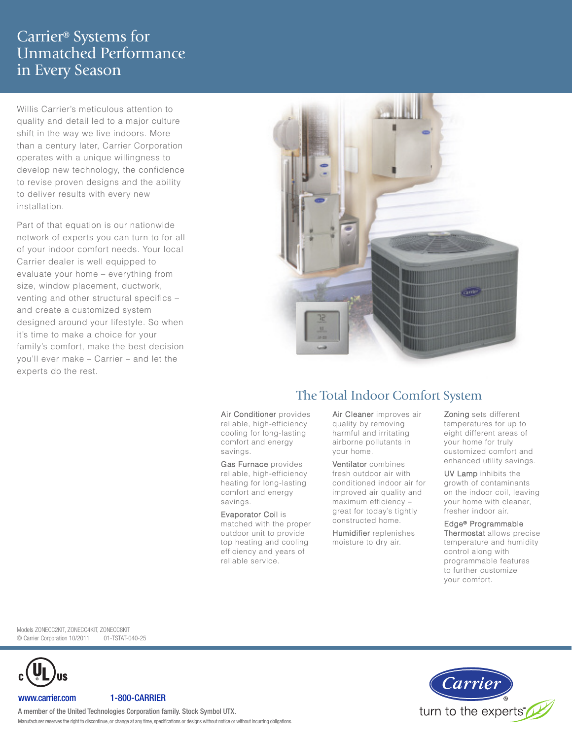# Carrier® Systems for Unmatched Performance in Every Season

Willis Carrier's meticulous attention to quality and detail led to a major culture shift in the way we live indoors. More than a century later, Carrier Corporation operates with a unique willingness to develop new technology, the confidence to revise proven designs and the ability to deliver results with every new installation.

Part of that equation is our nationwide network of experts you can turn to for all of your indoor comfort needs. Your local Carrier dealer is well equipped to evaluate your home – everything from size, window placement, ductwork, venting and other structural specifics – and create a customized system designed around your lifestyle. So when it's time to make a choice for your family's comfort, make the best decision you'll ever make – Carrier – and let the experts do the rest.

## The Total Indoor Comfort System

**Air Conditioner** provides reliable, high-efficiency cooling for long-lasting comfort and energy savings.

**Gas Furnace** provides reliable, high-efficiency heating for long-lasting comfort and energy savings.

**Evaporator Coil** is matched with the proper outdoor unit to provide top heating and cooling efficiency and years of reliable service.

**Air Cleaner** improves air quality by removing harmful and irritating airborne pollutants in your home.

**Ventilator** combines fresh outdoor air with conditioned indoor air for improved air quality and maximum efficiency – great for today's tightly constructed home.

**Humidifier** replenishes moisture to dry air.

**Zoning** sets different temperatures for up to eight different areas of your home for truly customized comfort and enhanced utility savings.

**UV Lamp** inhibits the growth of contaminants on the indoor coil, leaving your home with cleaner, fresher indoor air.

**Edge® Programmable Thermostat** allows precise temperature and humidity control along with programmable features to further customize your comfort.

Models ZONECC2KIT, ZONECC4KIT, ZONECC8KIT
© Carrier Corporation 10/2011 01-TSTAT-040-25

www.carrier.com 1-800-CARRIER

A member of the United Technologies Corporation family. Stock Symbol UTX.

Manufacturer reserves the right to discontinue, or change at any time, specifications or designs without notice or without incurring obligations.

Carrier® turn to the experts™